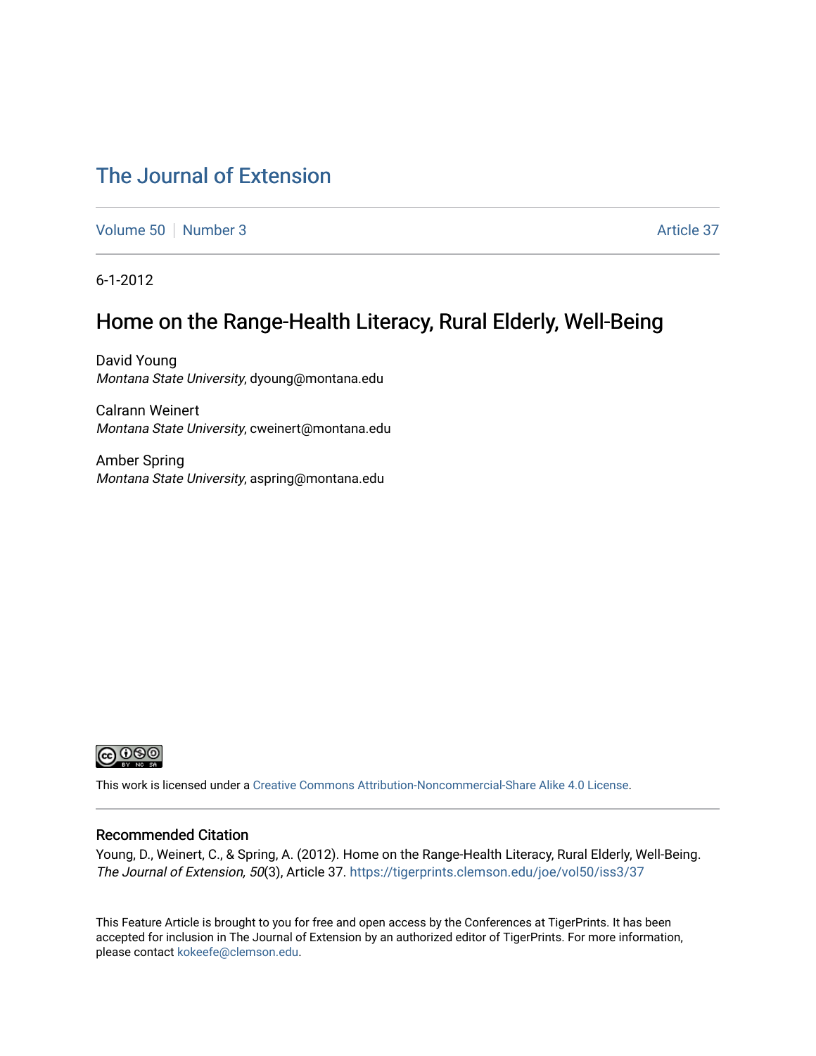# The Journal of Extension

Volume 50 | Number 3 | Article 37

6-1-2012

## Home on the Range-Health Literacy, Rural Elderly, Well-Being

David Young
*Montana State University*, dyoung@montana.edu

Calrann Weinert
*Montana State University*, cweinert@montana.edu

Amber Spring
*Montana State University*, aspring@montana.edu

This work is licensed under a Creative Commons Attribution-Noncommercial-Share Alike 4.0 License.

### Recommended Citation

Young, D., Weinert, C., & Spring, A. (2012). Home on the Range-Health Literacy, Rural Elderly, Well-Being. *The Journal of Extension, 50*(3), Article 37. https://tigerprints.clemson.edu/joe/vol50/iss3/37

This Feature Article is brought to you for free and open access by the Conferences at TigerPrints. It has been accepted for inclusion in The Journal of Extension by an authorized editor of TigerPrints. For more information, please contact kokeefe@clemson.edu.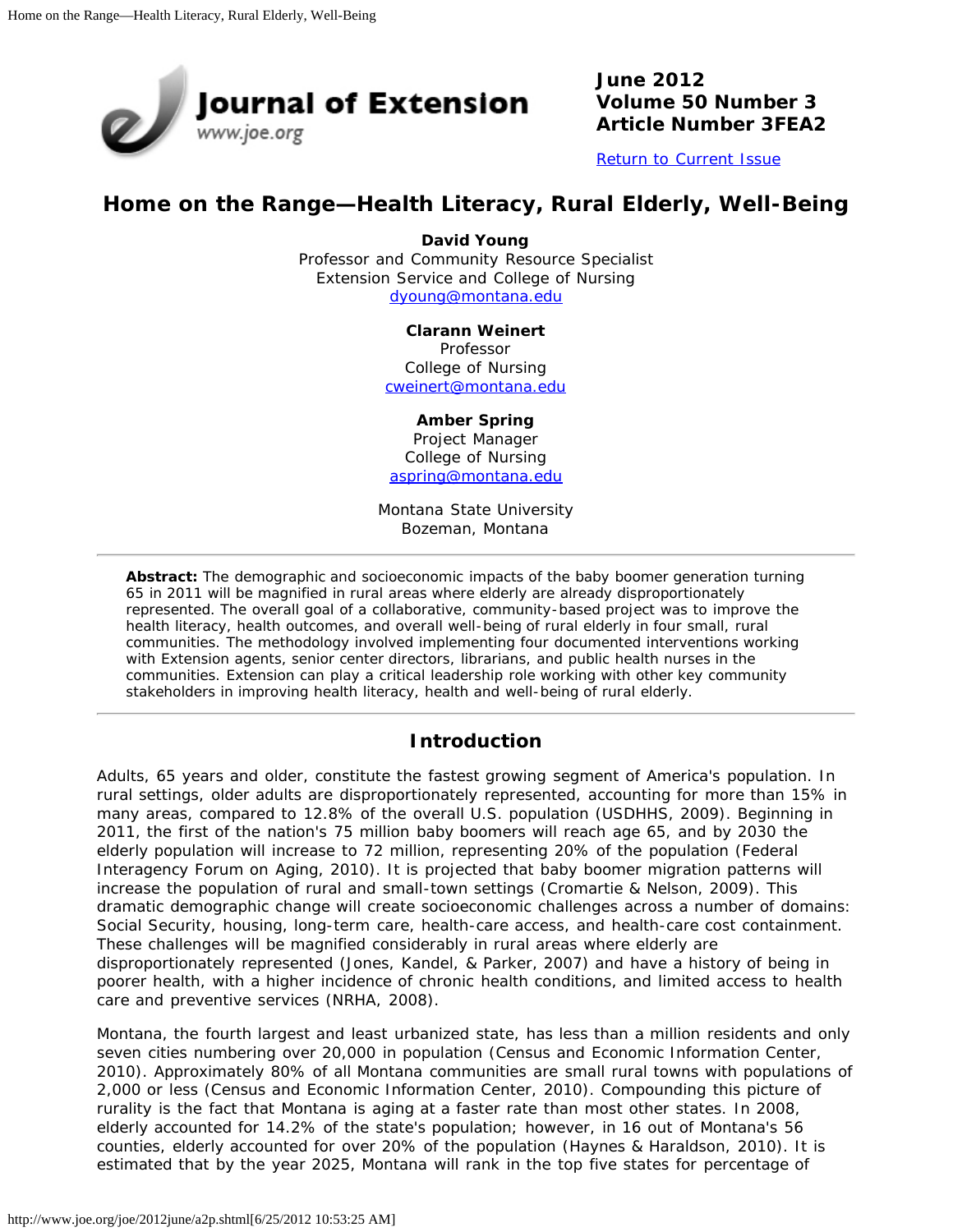# Home on the Range—Health Literacy, Rural Elderly, Well-Being

**David Young**
Professor and Community Resource Specialist
Extension Service and College of Nursing
dyoung@montana.edu

**Clarann Weinert**
Professor
College of Nursing
cweinert@montana.edu

**Amber Spring**
Project Manager
College of Nursing
aspring@montana.edu

Montana State University
Bozeman, Montana

---

**Abstract:** The demographic and socioeconomic impacts of the baby boomer generation turning 65 in 2011 will be magnified in rural areas where elderly are already disproportionately represented. The overall goal of a collaborative, community-based project was to improve the health literacy, health outcomes, and overall well-being of rural elderly in four small, rural communities. The methodology involved implementing four documented interventions working with Extension agents, senior center directors, librarians, and public health nurses in the communities. Extension can play a critical leadership role working with other key community stakeholders in improving health literacy, health and well-being of rural elderly.

---

## Introduction

Adults, 65 years and older, constitute the fastest growing segment of America's population. In rural settings, older adults are disproportionately represented, accounting for more than 15% in many areas, compared to 12.8% of the overall U.S. population (USDHHS, 2009). Beginning in 2011, the first of the nation's 75 million baby boomers will reach age 65, and by 2030 the elderly population will increase to 72 million, representing 20% of the population (Federal Interagency Forum on Aging, 2010). It is projected that baby boomer migration patterns will increase the population of rural and small-town settings (Cromartie & Nelson, 2009). This dramatic demographic change will create socioeconomic challenges across a number of domains: Social Security, housing, long-term care, health-care access, and health-care cost containment. These challenges will be magnified considerably in rural areas where elderly are disproportionately represented (Jones, Kandel, & Parker, 2007) and have a history of being in poorer health, with a higher incidence of chronic health conditions, and limited access to health care and preventive services (NRHA, 2008).

Montana, the fourth largest and least urbanized state, has less than a million residents and only seven cities numbering over 20,000 in population (Census and Economic Information Center, 2010). Approximately 80% of all Montana communities are small rural towns with populations of 2,000 or less (Census and Economic Information Center, 2010). Compounding this picture of rurality is the fact that Montana is aging at a faster rate than most other states. In 2008, elderly accounted for 14.2% of the state's population; however, in 16 out of Montana's 56 counties, elderly accounted for over 20% of the population (Haynes & Haraldson, 2010). It is estimated that by the year 2025, Montana will rank in the top five states for percentage of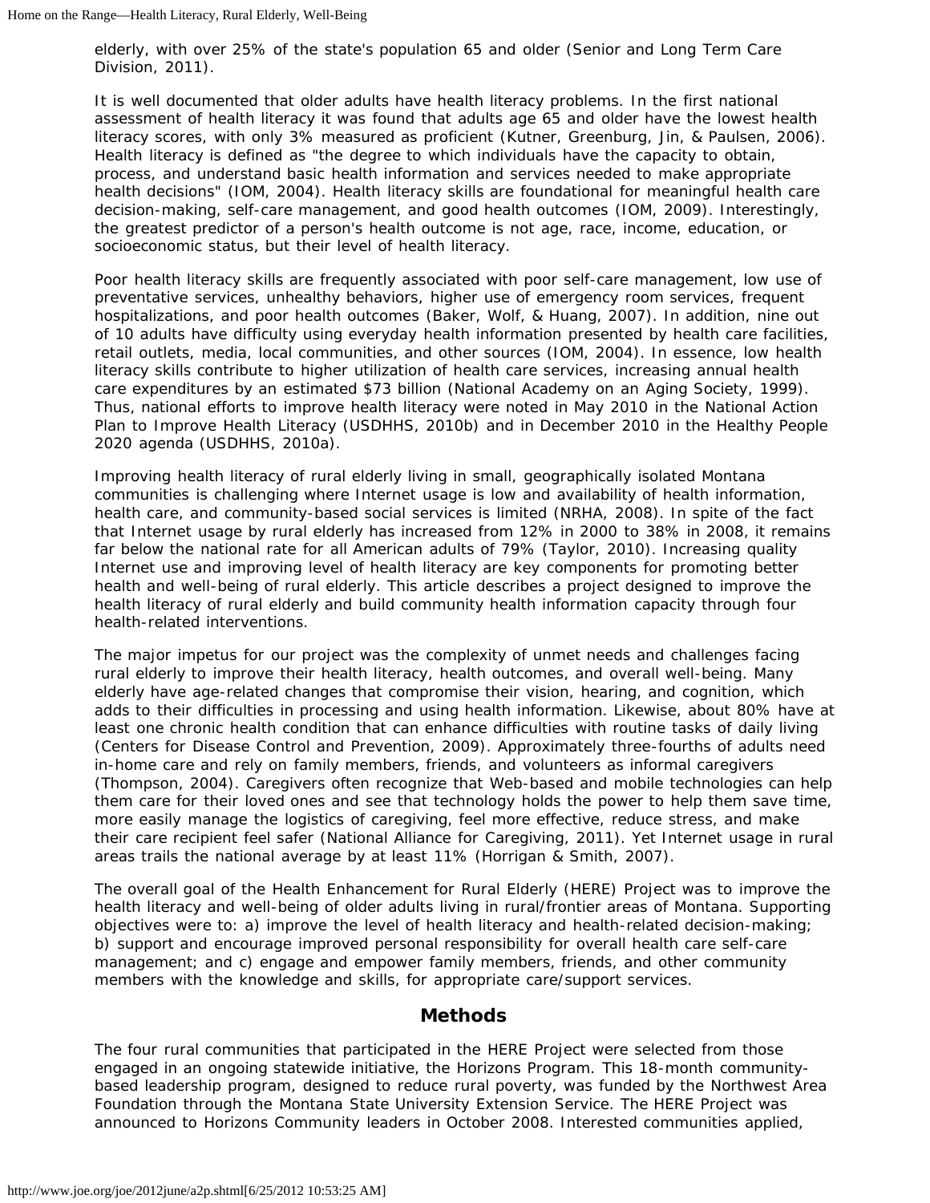elderly, with over 25% of the state's population 65 and older (Senior and Long Term Care Division, 2011).

It is well documented that older adults have health literacy problems. In the first national assessment of health literacy it was found that adults age 65 and older have the lowest health literacy scores, with only 3% measured as proficient (Kutner, Greenburg, Jin, & Paulsen, 2006). Health literacy is defined as "the degree to which individuals have the capacity to obtain, process, and understand basic health information and services needed to make appropriate health decisions" (IOM, 2004). Health literacy skills are foundational for meaningful health care decision-making, self-care management, and good health outcomes (IOM, 2009). Interestingly, the greatest predictor of a person's health outcome is not age, race, income, education, or socioeconomic status, but their level of health literacy.

Poor health literacy skills are frequently associated with poor self-care management, low use of preventative services, unhealthy behaviors, higher use of emergency room services, frequent hospitalizations, and poor health outcomes (Baker, Wolf, & Huang, 2007). In addition, nine out of 10 adults have difficulty using everyday health information presented by health care facilities, retail outlets, media, local communities, and other sources (IOM, 2004). In essence, low health literacy skills contribute to higher utilization of health care services, increasing annual health care expenditures by an estimated $73 billion (National Academy on an Aging Society, 1999). Thus, national efforts to improve health literacy were noted in May 2010 in the National Action Plan to Improve Health Literacy (USDHHS, 2010b) and in December 2010 in the Healthy People 2020 agenda (USDHHS, 2010a).

Improving health literacy of rural elderly living in small, geographically isolated Montana communities is challenging where Internet usage is low and availability of health information, health care, and community-based social services is limited (NRHA, 2008). In spite of the fact that Internet usage by rural elderly has increased from 12% in 2000 to 38% in 2008, it remains far below the national rate for all American adults of 79% (Taylor, 2010). Increasing quality Internet use and improving level of health literacy are key components for promoting better health and well-being of rural elderly. This article describes a project designed to improve the health literacy of rural elderly and build community health information capacity through four health-related interventions.

The major impetus for our project was the complexity of unmet needs and challenges facing rural elderly to improve their health literacy, health outcomes, and overall well-being. Many elderly have age-related changes that compromise their vision, hearing, and cognition, which adds to their difficulties in processing and using health information. Likewise, about 80% have at least one chronic health condition that can enhance difficulties with routine tasks of daily living (Centers for Disease Control and Prevention, 2009). Approximately three-fourths of adults need in-home care and rely on family members, friends, and volunteers as informal caregivers (Thompson, 2004). Caregivers often recognize that Web-based and mobile technologies can help them care for their loved ones and see that technology holds the power to help them save time, more easily manage the logistics of caregiving, feel more effective, reduce stress, and make their care recipient feel safer (National Alliance for Caregiving, 2011). Yet Internet usage in rural areas trails the national average by at least 11% (Horrigan & Smith, 2007).

The overall goal of the Health Enhancement for Rural Elderly (HERE) Project was to improve the health literacy and well-being of older adults living in rural/frontier areas of Montana. Supporting objectives were to: a) improve the level of health literacy and health-related decision-making; b) support and encourage improved personal responsibility for overall health care self-care management; and c) engage and empower family members, friends, and other community members with the knowledge and skills, for appropriate care/support services.

## Methods

The four rural communities that participated in the HERE Project were selected from those engaged in an ongoing statewide initiative, the Horizons Program. This 18-month community-based leadership program, designed to reduce rural poverty, was funded by the Northwest Area Foundation through the Montana State University Extension Service. The HERE Project was announced to Horizons Community leaders in October 2008. Interested communities applied,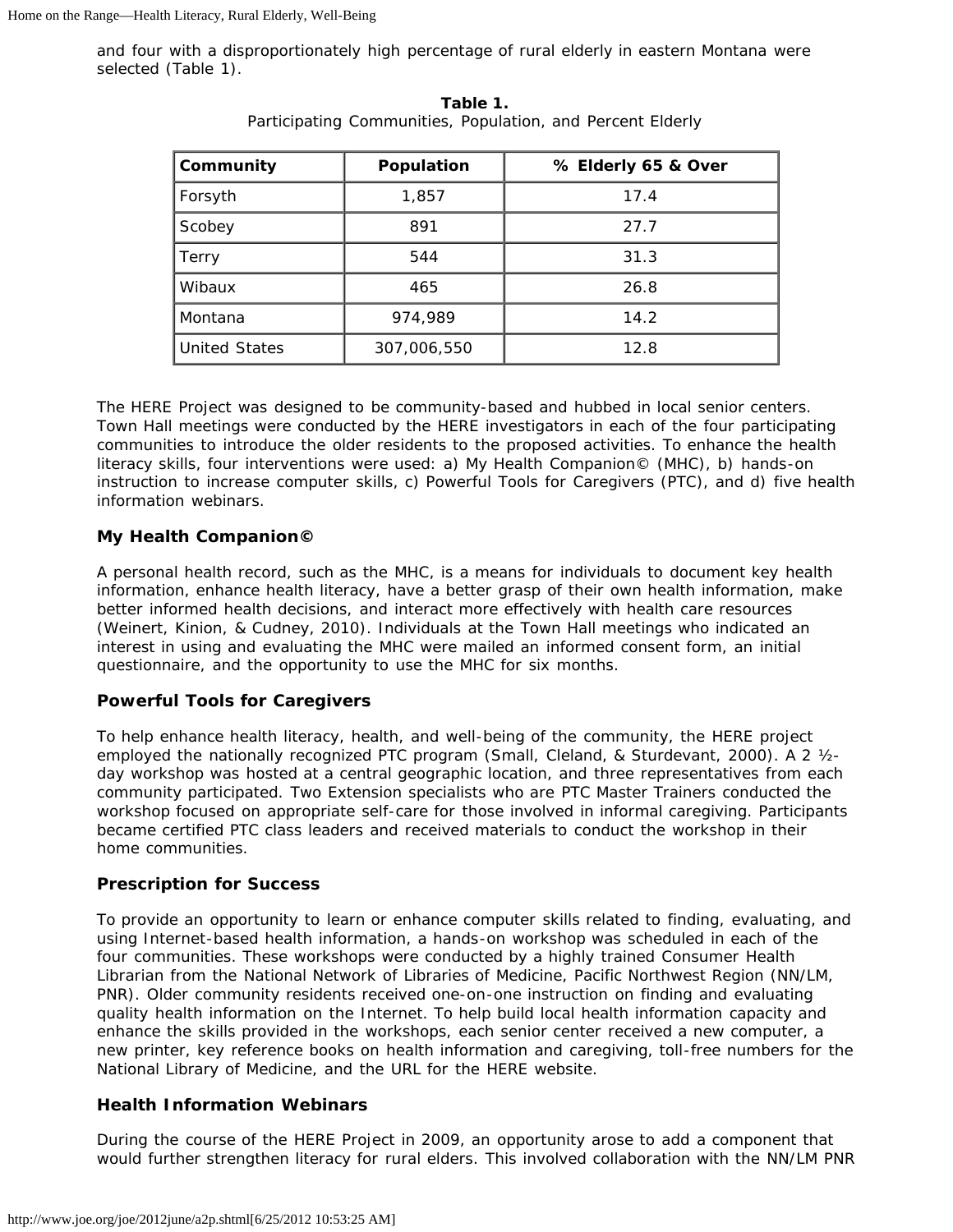and four with a disproportionately high percentage of rural elderly in eastern Montana were selected (Table 1).

**Table 1.**
Participating Communities, Population, and Percent Elderly

| Community | Population | % Elderly 65 & Over |
| --- | --- | --- |
| Forsyth | 1,857 | 17.4 |
| Scobey | 891 | 27.7 |
| Terry | 544 | 31.3 |
| Wibaux | 465 | 26.8 |
| Montana | 974,989 | 14.2 |
| United States | 307,006,550 | 12.8 |

The HERE Project was designed to be community-based and hubbed in local senior centers. Town Hall meetings were conducted by the HERE investigators in each of the four participating communities to introduce the older residents to the proposed activities. To enhance the health literacy skills, four interventions were used: a) My Health Companion© (MHC), b) hands-on instruction to increase computer skills, c) Powerful Tools for Caregivers (PTC), and d) five health information webinars.

### My Health Companion©

A personal health record, such as the MHC, is a means for individuals to document key health information, enhance health literacy, have a better grasp of their own health information, make better informed health decisions, and interact more effectively with health care resources (Weinert, Kinion, & Cudney, 2010). Individuals at the Town Hall meetings who indicated an interest in using and evaluating the MHC were mailed an informed consent form, an initial questionnaire, and the opportunity to use the MHC for six months.

### Powerful Tools for Caregivers

To help enhance health literacy, health, and well-being of the community, the HERE project employed the nationally recognized PTC program (Small, Cleland, & Sturdevant, 2000). A 2 ½-day workshop was hosted at a central geographic location, and three representatives from each community participated. Two Extension specialists who are PTC Master Trainers conducted the workshop focused on appropriate self-care for those involved in informal caregiving. Participants became certified PTC class leaders and received materials to conduct the workshop in their home communities.

### Prescription for Success

To provide an opportunity to learn or enhance computer skills related to finding, evaluating, and using Internet-based health information, a hands-on workshop was scheduled in each of the four communities. These workshops were conducted by a highly trained Consumer Health Librarian from the National Network of Libraries of Medicine, Pacific Northwest Region (NN/LM, PNR). Older community residents received one-on-one instruction on finding and evaluating quality health information on the Internet. To help build local health information capacity and enhance the skills provided in the workshops, each senior center received a new computer, a new printer, key reference books on health information and caregiving, toll-free numbers for the National Library of Medicine, and the URL for the HERE website.

### Health Information Webinars

During the course of the HERE Project in 2009, an opportunity arose to add a component that would further strengthen literacy for rural elders. This involved collaboration with the NN/LM PNR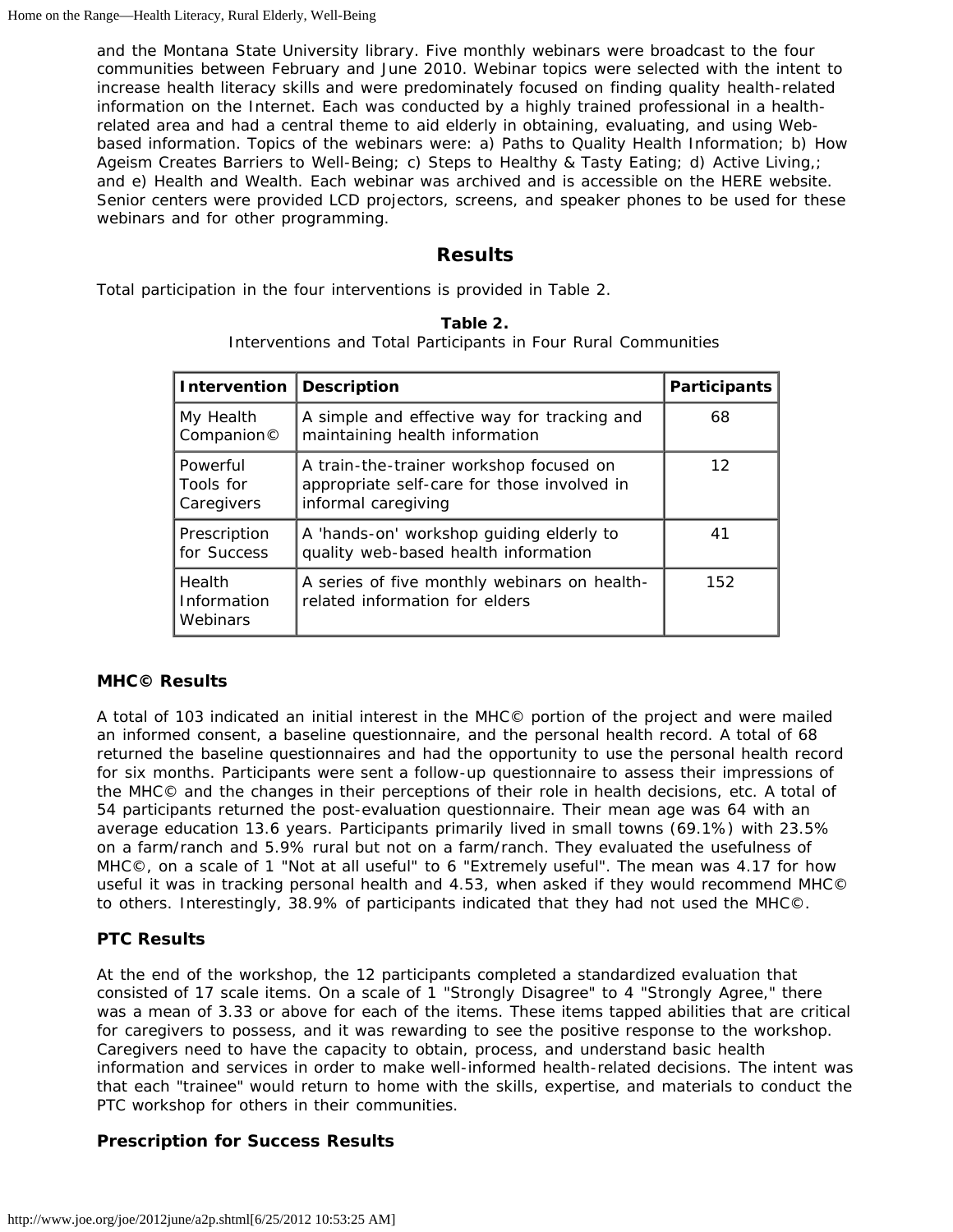and the Montana State University library. Five monthly webinars were broadcast to the four communities between February and June 2010. Webinar topics were selected with the intent to increase health literacy skills and were predominately focused on finding quality health-related information on the Internet. Each was conducted by a highly trained professional in a health-related area and had a central theme to aid elderly in obtaining, evaluating, and using Web-based information. Topics of the webinars were: a) Paths to Quality Health Information; b) How Ageism Creates Barriers to Well-Being; c) Steps to Healthy & Tasty Eating; d) Active Living,; and e) Health and Wealth. Each webinar was archived and is accessible on the HERE website. Senior centers were provided LCD projectors, screens, and speaker phones to be used for these webinars and for other programming.

## Results

Total participation in the four interventions is provided in Table 2.

**Table 2.**
Interventions and Total Participants in Four Rural Communities

| Intervention | Description | Participants |
| --- | --- | --- |
| My Health Companion© | A simple and effective way for tracking and maintaining health information | 68 |
| Powerful Tools for Caregivers | A train-the-trainer workshop focused on appropriate self-care for those involved in informal caregiving | 12 |
| Prescription for Success | A 'hands-on' workshop guiding elderly to quality web-based health information | 41 |
| Health Information Webinars | A series of five monthly webinars on health-related information for elders | 152 |

### MHC© Results

A total of 103 indicated an initial interest in the MHC© portion of the project and were mailed an informed consent, a baseline questionnaire, and the personal health record. A total of 68 returned the baseline questionnaires and had the opportunity to use the personal health record for six months. Participants were sent a follow-up questionnaire to assess their impressions of the MHC© and the changes in their perceptions of their role in health decisions, etc. A total of 54 participants returned the post-evaluation questionnaire. Their mean age was 64 with an average education 13.6 years. Participants primarily lived in small towns (69.1%) with 23.5% on a farm/ranch and 5.9% rural but not on a farm/ranch. They evaluated the usefulness of MHC©, on a scale of 1 "Not at all useful" to 6 "Extremely useful". The mean was 4.17 for how useful it was in tracking personal health and 4.53, when asked if they would recommend MHC© to others. Interestingly, 38.9% of participants indicated that they had not used the MHC©.

### PTC Results

At the end of the workshop, the 12 participants completed a standardized evaluation that consisted of 17 scale items. On a scale of 1 "Strongly Disagree" to 4 "Strongly Agree," there was a mean of 3.33 or above for each of the items. These items tapped abilities that are critical for caregivers to possess, and it was rewarding to see the positive response to the workshop. Caregivers need to have the capacity to obtain, process, and understand basic health information and services in order to make well-informed health-related decisions. The intent was that each "trainee" would return to home with the skills, expertise, and materials to conduct the PTC workshop for others in their communities.

### Prescription for Success Results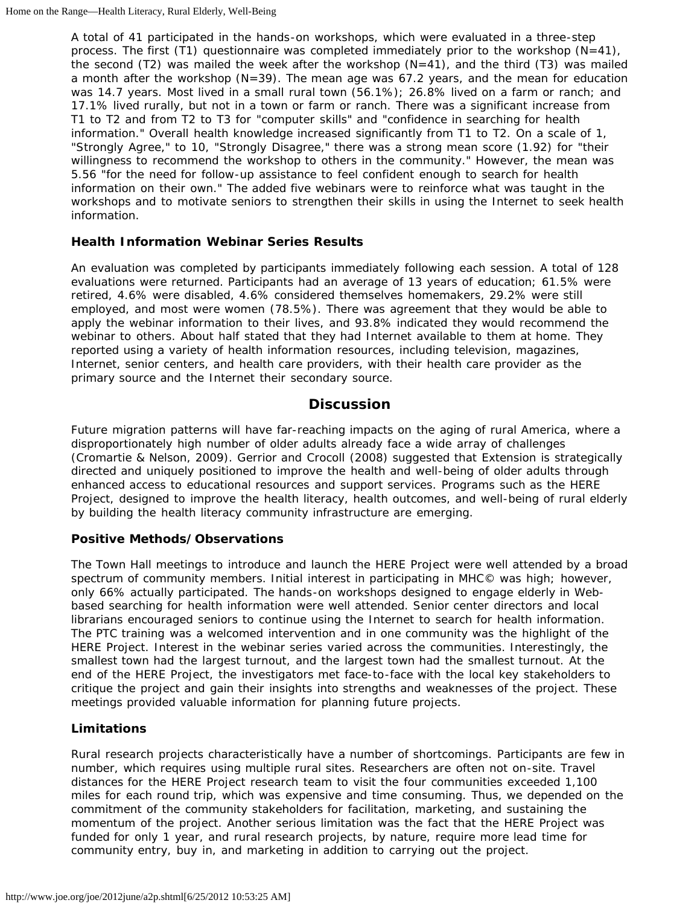A total of 41 participated in the hands-on workshops, which were evaluated in a three-step process. The first (T1) questionnaire was completed immediately prior to the workshop (N=41), the second (T2) was mailed the week after the workshop (N=41), and the third (T3) was mailed a month after the workshop (N=39). The mean age was 67.2 years, and the mean for education was 14.7 years. Most lived in a small rural town (56.1%); 26.8% lived on a farm or ranch; and 17.1% lived rurally, but not in a town or farm or ranch. There was a significant increase from T1 to T2 and from T2 to T3 for "computer skills" and "confidence in searching for health information." Overall health knowledge increased significantly from T1 to T2. On a scale of 1, "Strongly Agree," to 10, "Strongly Disagree," there was a strong mean score (1.92) for "their willingness to recommend the workshop to others in the community." However, the mean was 5.56 "for the need for follow-up assistance to feel confident enough to search for health information on their own." The added five webinars were to reinforce what was taught in the workshops and to motivate seniors to strengthen their skills in using the Internet to seek health information.

### Health Information Webinar Series Results

An evaluation was completed by participants immediately following each session. A total of 128 evaluations were returned. Participants had an average of 13 years of education; 61.5% were retired, 4.6% were disabled, 4.6% considered themselves homemakers, 29.2% were still employed, and most were women (78.5%). There was agreement that they would be able to apply the webinar information to their lives, and 93.8% indicated they would recommend the webinar to others. About half stated that they had Internet available to them at home. They reported using a variety of health information resources, including television, magazines, Internet, senior centers, and health care providers, with their health care provider as the primary source and the Internet their secondary source.

## Discussion

Future migration patterns will have far-reaching impacts on the aging of rural America, where a disproportionately high number of older adults already face a wide array of challenges (Cromartie & Nelson, 2009). Gerrior and Crocoll (2008) suggested that Extension is strategically directed and uniquely positioned to improve the health and well-being of older adults through enhanced access to educational resources and support services. Programs such as the HERE Project, designed to improve the health literacy, health outcomes, and well-being of rural elderly by building the health literacy community infrastructure are emerging.

### Positive Methods/Observations

The Town Hall meetings to introduce and launch the HERE Project were well attended by a broad spectrum of community members. Initial interest in participating in MHC© was high; however, only 66% actually participated. The hands-on workshops designed to engage elderly in Web-based searching for health information were well attended. Senior center directors and local librarians encouraged seniors to continue using the Internet to search for health information. The PTC training was a welcomed intervention and in one community was the highlight of the HERE Project. Interest in the webinar series varied across the communities. Interestingly, the smallest town had the largest turnout, and the largest town had the smallest turnout. At the end of the HERE Project, the investigators met face-to-face with the local key stakeholders to critique the project and gain their insights into strengths and weaknesses of the project. These meetings provided valuable information for planning future projects.

### Limitations

Rural research projects characteristically have a number of shortcomings. Participants are few in number, which requires using multiple rural sites. Researchers are often not on-site. Travel distances for the HERE Project research team to visit the four communities exceeded 1,100 miles for each round trip, which was expensive and time consuming. Thus, we depended on the commitment of the community stakeholders for facilitation, marketing, and sustaining the momentum of the project. Another serious limitation was the fact that the HERE Project was funded for only 1 year, and rural research projects, by nature, require more lead time for community entry, buy in, and marketing in addition to carrying out the project.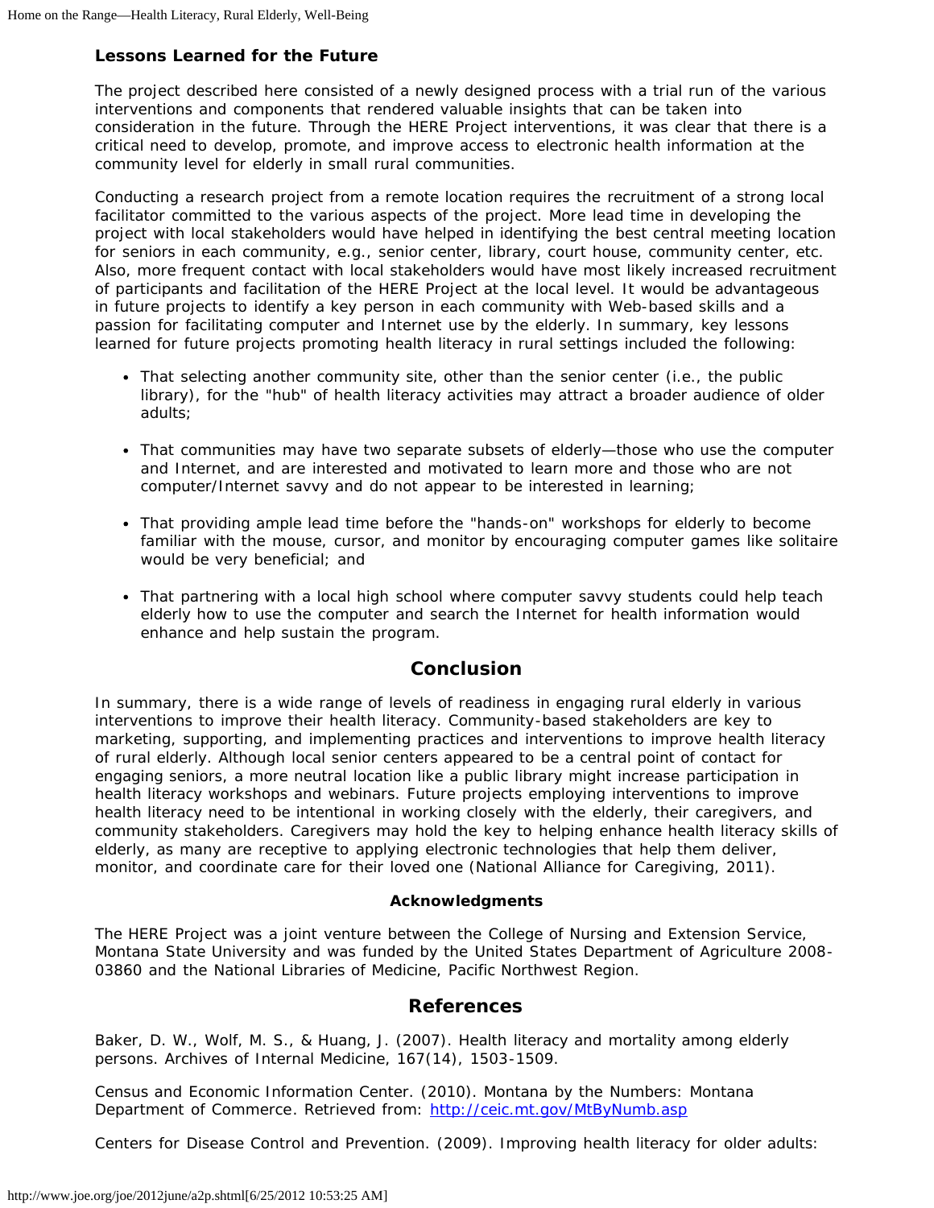### Lessons Learned for the Future

The project described here consisted of a newly designed process with a trial run of the various interventions and components that rendered valuable insights that can be taken into consideration in the future. Through the HERE Project interventions, it was clear that there is a critical need to develop, promote, and improve access to electronic health information at the community level for elderly in small rural communities.

Conducting a research project from a remote location requires the recruitment of a strong local facilitator committed to the various aspects of the project. More lead time in developing the project with local stakeholders would have helped in identifying the best central meeting location for seniors in each community, e.g., senior center, library, court house, community center, etc. Also, more frequent contact with local stakeholders would have most likely increased recruitment of participants and facilitation of the HERE Project at the local level. It would be advantageous in future projects to identify a key person in each community with Web-based skills and a passion for facilitating computer and Internet use by the elderly. In summary, key lessons learned for future projects promoting health literacy in rural settings included the following:

- That selecting another community site, other than the senior center (i.e., the public library), for the "hub" of health literacy activities may attract a broader audience of older adults;
- That communities may have two separate subsets of elderly—those who use the computer and Internet, and are interested and motivated to learn more and those who are not computer/Internet savvy and do not appear to be interested in learning;
- That providing ample lead time before the "hands-on" workshops for elderly to become familiar with the mouse, cursor, and monitor by encouraging computer games like solitaire would be very beneficial; and
- That partnering with a local high school where computer savvy students could help teach elderly how to use the computer and search the Internet for health information would enhance and help sustain the program.

## Conclusion

In summary, there is a wide range of levels of readiness in engaging rural elderly in various interventions to improve their health literacy. Community-based stakeholders are key to marketing, supporting, and implementing practices and interventions to improve health literacy of rural elderly. Although local senior centers appeared to be a central point of contact for engaging seniors, a more neutral location like a public library might increase participation in health literacy workshops and webinars. Future projects employing interventions to improve health literacy need to be intentional in working closely with the elderly, their caregivers, and community stakeholders. Caregivers may hold the key to helping enhance health literacy skills of elderly, as many are receptive to applying electronic technologies that help them deliver, monitor, and coordinate care for their loved one (National Alliance for Caregiving, 2011).

#### Acknowledgments

The HERE Project was a joint venture between the College of Nursing and Extension Service, Montana State University and was funded by the United States Department of Agriculture 2008-03860 and the National Libraries of Medicine, Pacific Northwest Region.

## References

Baker, D. W., Wolf, M. S., & Huang, J. (2007). Health literacy and mortality among elderly persons. Archives of Internal Medicine, 167(14), 1503-1509.

Census and Economic Information Center. (2010). Montana by the Numbers: Montana Department of Commerce. Retrieved from: http://ceic.mt.gov/MtByNumb.asp

Centers for Disease Control and Prevention. (2009). Improving health literacy for older adults: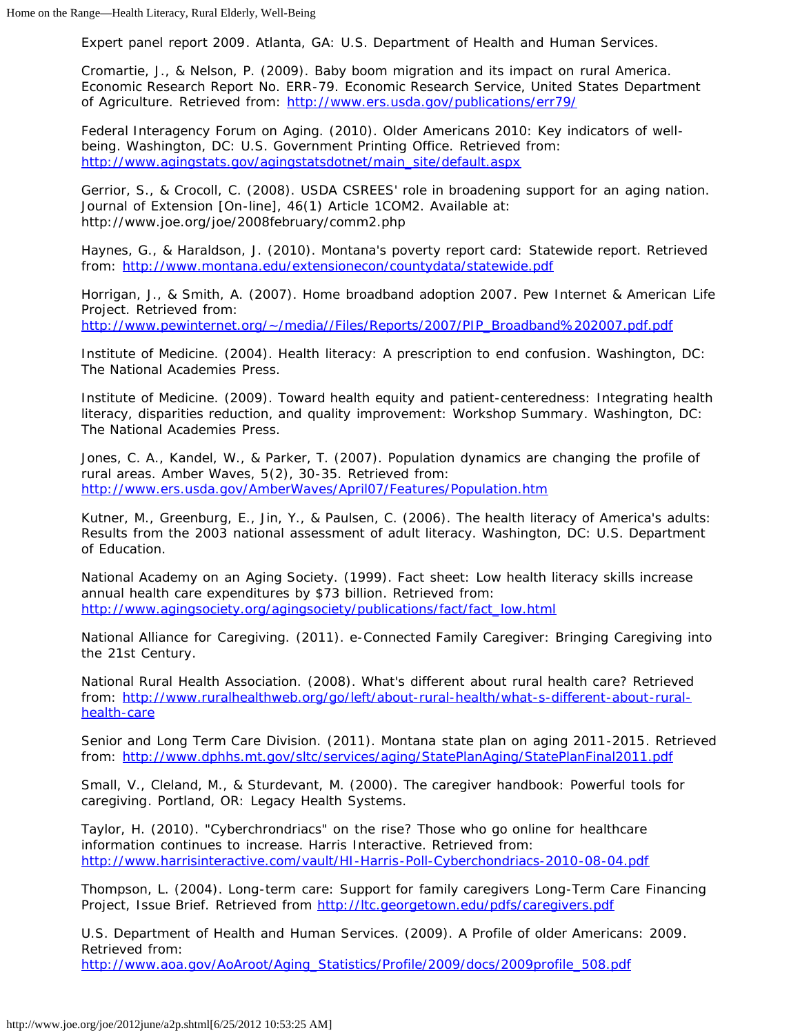Expert panel report 2009. Atlanta, GA: U.S. Department of Health and Human Services.

Cromartie, J., & Nelson, P. (2009). Baby boom migration and its impact on rural America. Economic Research Report No. ERR-79. Economic Research Service, United States Department of Agriculture. Retrieved from: http://www.ers.usda.gov/publications/err79/

Federal Interagency Forum on Aging. (2010). Older Americans 2010: Key indicators of well-being. Washington, DC: U.S. Government Printing Office. Retrieved from: http://www.agingstats.gov/agingstatsdotnet/main_site/default.aspx

Gerrior, S., & Crocoll, C. (2008). USDA CSREES' role in broadening support for an aging nation. Journal of Extension [On-line], 46(1) Article 1COM2. Available at: http://www.joe.org/joe/2008february/comm2.php

Haynes, G., & Haraldson, J. (2010). Montana's poverty report card: Statewide report. Retrieved from: http://www.montana.edu/extensionecon/countydata/statewide.pdf

Horrigan, J., & Smith, A. (2007). Home broadband adoption 2007. Pew Internet & American Life Project. Retrieved from: http://www.pewinternet.org/~/media//Files/Reports/2007/PIP_Broadband%202007.pdf.pdf

Institute of Medicine. (2004). Health literacy: A prescription to end confusion. Washington, DC: The National Academies Press.

Institute of Medicine. (2009). Toward health equity and patient-centeredness: Integrating health literacy, disparities reduction, and quality improvement: Workshop Summary. Washington, DC: The National Academies Press.

Jones, C. A., Kandel, W., & Parker, T. (2007). Population dynamics are changing the profile of rural areas. Amber Waves, 5(2), 30-35. Retrieved from: http://www.ers.usda.gov/AmberWaves/April07/Features/Population.htm

Kutner, M., Greenburg, E., Jin, Y., & Paulsen, C. (2006). The health literacy of America's adults: Results from the 2003 national assessment of adult literacy. Washington, DC: U.S. Department of Education.

National Academy on an Aging Society. (1999). Fact sheet: Low health literacy skills increase annual health care expenditures by $73 billion. Retrieved from: http://www.agingsociety.org/agingsociety/publications/fact/fact_low.html

National Alliance for Caregiving. (2011). e-Connected Family Caregiver: Bringing Caregiving into the 21st Century.

National Rural Health Association. (2008). What's different about rural health care? Retrieved from: http://www.ruralhealthweb.org/go/left/about-rural-health/what-s-different-about-rural-health-care

Senior and Long Term Care Division. (2011). Montana state plan on aging 2011-2015. Retrieved from: http://www.dphhs.mt.gov/sltc/services/aging/StatePlanAging/StatePlanFinal2011.pdf

Small, V., Cleland, M., & Sturdevant, M. (2000). The caregiver handbook: Powerful tools for caregiving. Portland, OR: Legacy Health Systems.

Taylor, H. (2010). "Cyberchrondriacs" on the rise? Those who go online for healthcare information continues to increase. Harris Interactive. Retrieved from: http://www.harrisinteractive.com/vault/HI-Harris-Poll-Cyberchondriacs-2010-08-04.pdf

Thompson, L. (2004). Long-term care: Support for family caregivers Long-Term Care Financing Project, Issue Brief. Retrieved from http://ltc.georgetown.edu/pdfs/caregivers.pdf

U.S. Department of Health and Human Services. (2009). A Profile of older Americans: 2009. Retrieved from: http://www.aoa.gov/AoAroot/Aging_Statistics/Profile/2009/docs/2009profile_508.pdf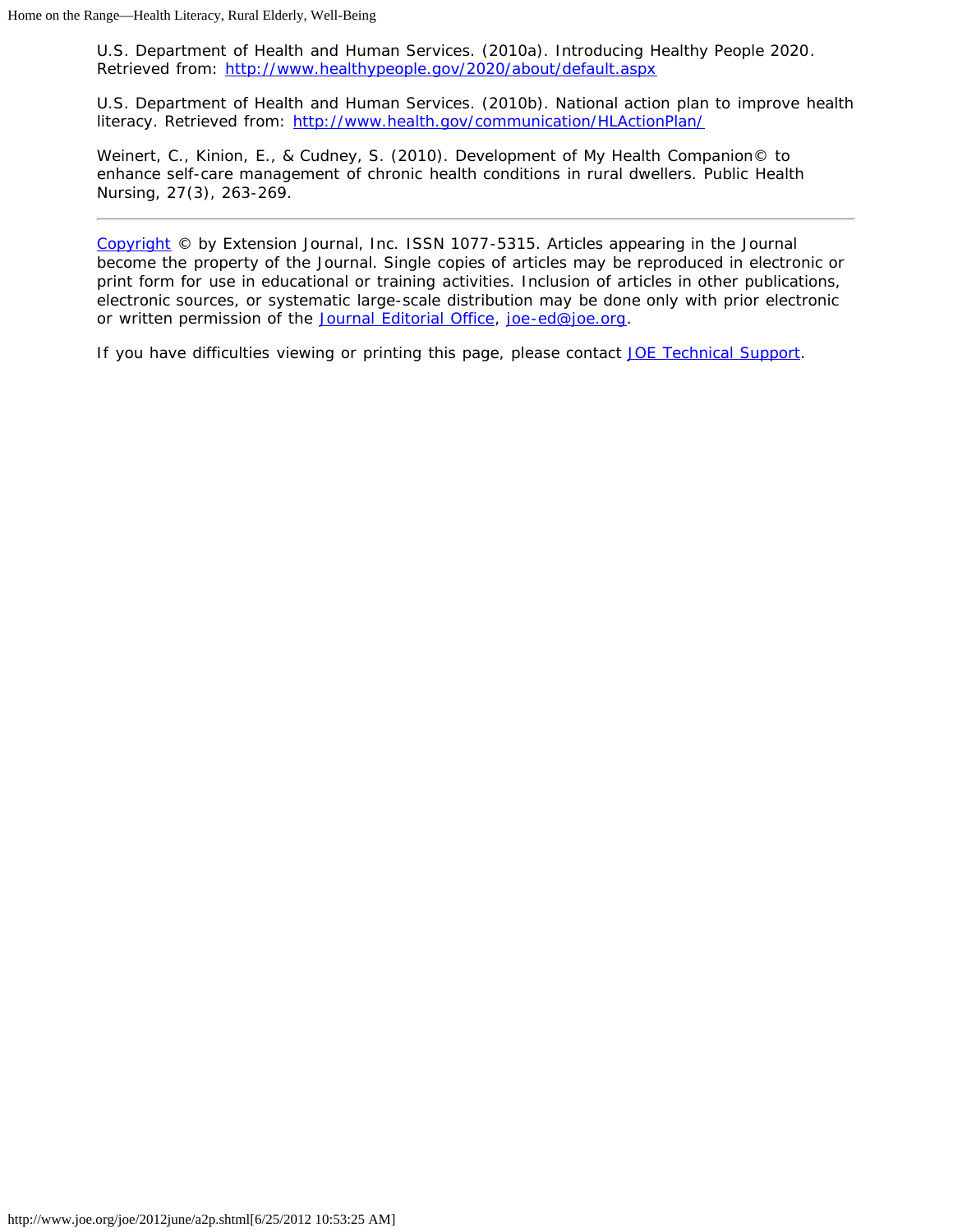U.S. Department of Health and Human Services. (2010a). Introducing Healthy People 2020. Retrieved from: http://www.healthypeople.gov/2020/about/default.aspx

U.S. Department of Health and Human Services. (2010b). National action plan to improve health literacy. Retrieved from: http://www.health.gov/communication/HLActionPlan/

Weinert, C., Kinion, E., & Cudney, S. (2010). Development of My Health Companion© to enhance self-care management of chronic health conditions in rural dwellers. Public Health Nursing, 27(3), 263-269.

---

Copyright © by Extension Journal, Inc. ISSN 1077-5315. Articles appearing in the Journal become the property of the Journal. Single copies of articles may be reproduced in electronic or print form for use in educational or training activities. Inclusion of articles in other publications, electronic sources, or systematic large-scale distribution may be done only with prior electronic or written permission of the Journal Editorial Office, joe-ed@joe.org.

If you have difficulties viewing or printing this page, please contact JOE Technical Support.